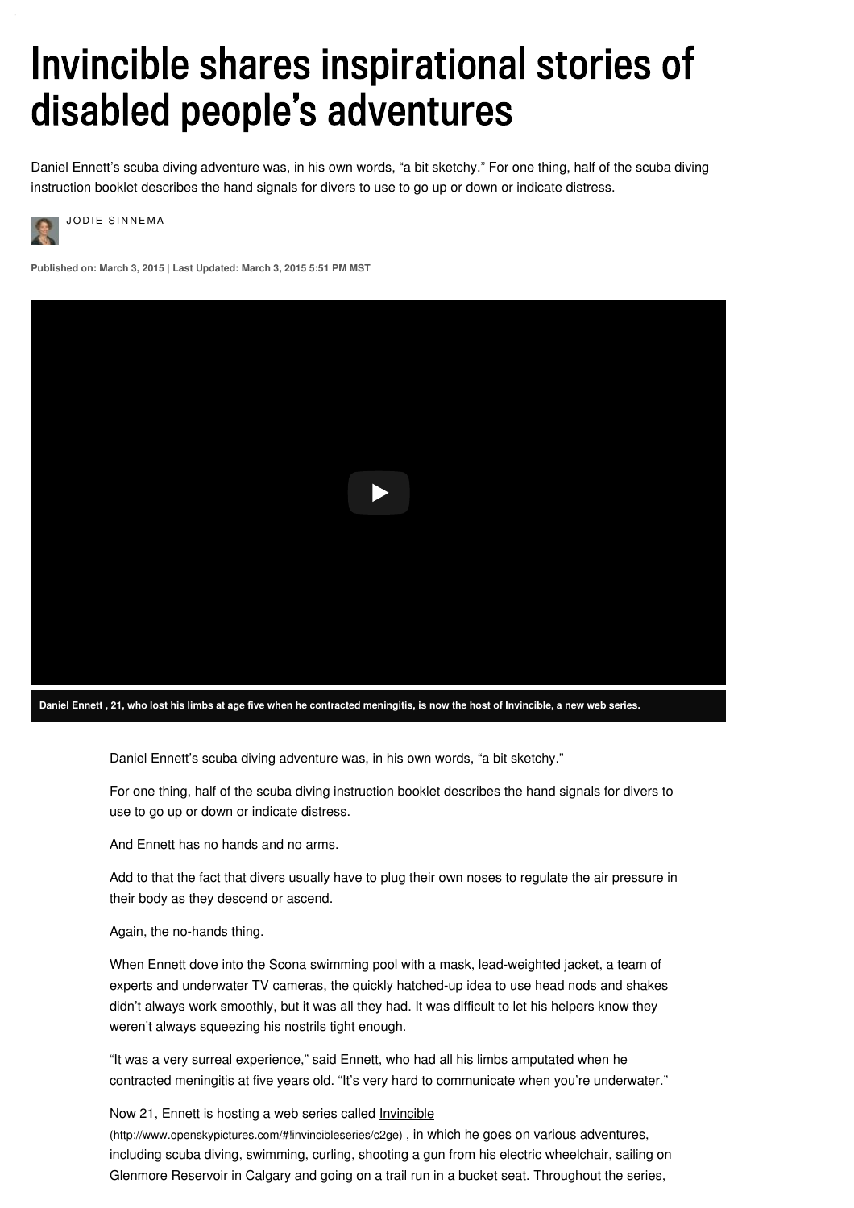# Invincible shares inspirational stories of disabled people's adventures

Daniel Ennett's scuba diving adventure was, in his own words, "a bit sketchy." For one thing, half of the scuba diving instruction booklet describes the hand signals for divers to use to go up or down or indicate distress.

JODIE SINNEMA

**Published on: March 3, 2015 | Last Updated: March 3, 2015 5:51 PM MST**

**Daniel Ennett , 21, who lost his limbs at age five when he contracted meningitis, is now the host of Invincible, a new web series.**

Daniel Ennett's scuba diving adventure was, in his own words, "a bit sketchy."

For one thing, half of the scuba diving instruction booklet describes the hand signals for divers to use to go up or down or indicate distress.

And Ennett has no hands and no arms.

Add to that the fact that divers usually have to plug their own noses to regulate the air pressure in their body as they descend or ascend.

Again, the no-hands thing.

When Ennett dove into the Scona swimming pool with a mask, lead-weighted jacket, a team of experts and underwater TV cameras, the quickly hatched-up idea to use head nods and shakes didn't always work smoothly, but it was all they had. It was difficult to let his helpers know they weren't always squeezing his nostrils tight enough.

"It was a very surreal experience," said Ennett, who had all his limbs amputated when he contracted meningitis at five years old. "It's very hard to communicate when you're underwater."

Now 21, Ennett is hosting a web series called Invincible (http://www.openskypictures.com/#!invincibleseries/c2ge) , in which he goes on various adventures, including scuba diving, swimming, curling, shooting a gun from his electric wheelchair, sailing on Glenmore Reservoir in Calgary and going on a trail run in a bucket seat. Throughout the series,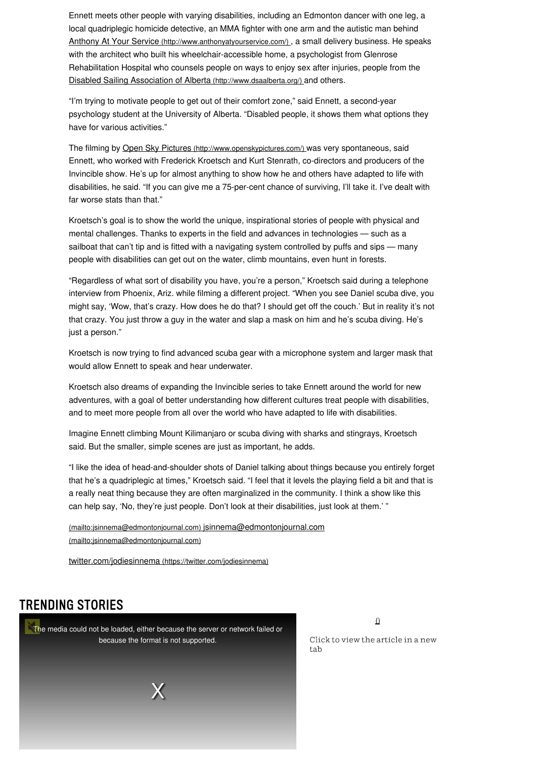Ennett meets other people with varying disabilities, including an Edmonton dancer with one leg, a local quadriplegic homicide detective, an MMA fighter with one arm and the autistic man behind Anthony At Your Service (http://www.anthonyatyourservice.com/), a small delivery business. He speaks with the architect who built his wheelchair-accessible home, a psychologist from Glenrose Rehabilitation Hospital who counsels people on ways to enjoy sex after injuries, people from the Disabled Sailing Association of Alberta (http://www.dsaalberta.org/) and others.

"I'm trying to motivate people to get out of their comfort zone," said Ennett, a second-year psychology student at the University of Alberta. "Disabled people, it shows them what options they have for various activities."

The filming by Open Sky Pictures (http://www.openskypictures.com/) was very spontaneous, said Ennett, who worked with Frederick Kroetsch and Kurt Stenrath, co-directors and producers of the Invincible show. He's up for almost anything to show how he and others have adapted to life with disabilities, he said. "If you can give me a 75-per-cent chance of surviving, I'll take it. I've dealt with far worse stats than that."

Kroetsch's goal is to show the world the unique, inspirational stories of people with physical and mental challenges. Thanks to experts in the field and advances in technologies — such as a sailboat that can't tip and is fitted with a navigating system controlled by puffs and sips — many people with disabilities can get out on the water, climb mountains, even hunt in forests.

"Regardless of what sort of disability you have, you're a person," Kroetsch said during a telephone interview from Phoenix, Ariz. while filming a different project. "When you see Daniel scuba dive, you might say, 'Wow, that's crazy. How does he do that? I should get off the couch.' But in reality it's not that crazy. You just throw a guy in the water and slap a mask on him and he's scuba diving. He's just a person."

Kroetsch is now trying to find advanced scuba gear with a microphone system and larger mask that would allow Ennett to speak and hear underwater.

Kroetsch also dreams of expanding the Invincible series to take Ennett around the world for new adventures, with a goal of better understanding how different cultures treat people with disabilities, and to meet more people from all over the world who have adapted to life with disabilities.

Imagine Ennett climbing Mount Kilimanjaro or scuba diving with sharks and stingrays, Kroetsch said. But the smaller, simple scenes are just as important, he adds.

"I like the idea of head-and-shoulder shots of Daniel talking about things because you entirely forget that he's a quadriplegic at times," Kroetsch said. "I feel that it levels the playing field a bit and that is a really neat thing because they are often marginalized in the community. I think a show like this can help say, 'No, they're just people. Don't look at their disabilities, just look at them.' "

(mailto:jsinnema@edmontonjournal.com) jsinnema@edmontonjournal.com (mailto:jsinnema@edmontonjournal.com)

twitter.com/jodiesinnema (https://twitter.com/jodiesinnema)

## TRENDING STORIES

The media could not be loaded, either because the server or network failed or because the format is not supported.

X

()

Click to view the article in a new tab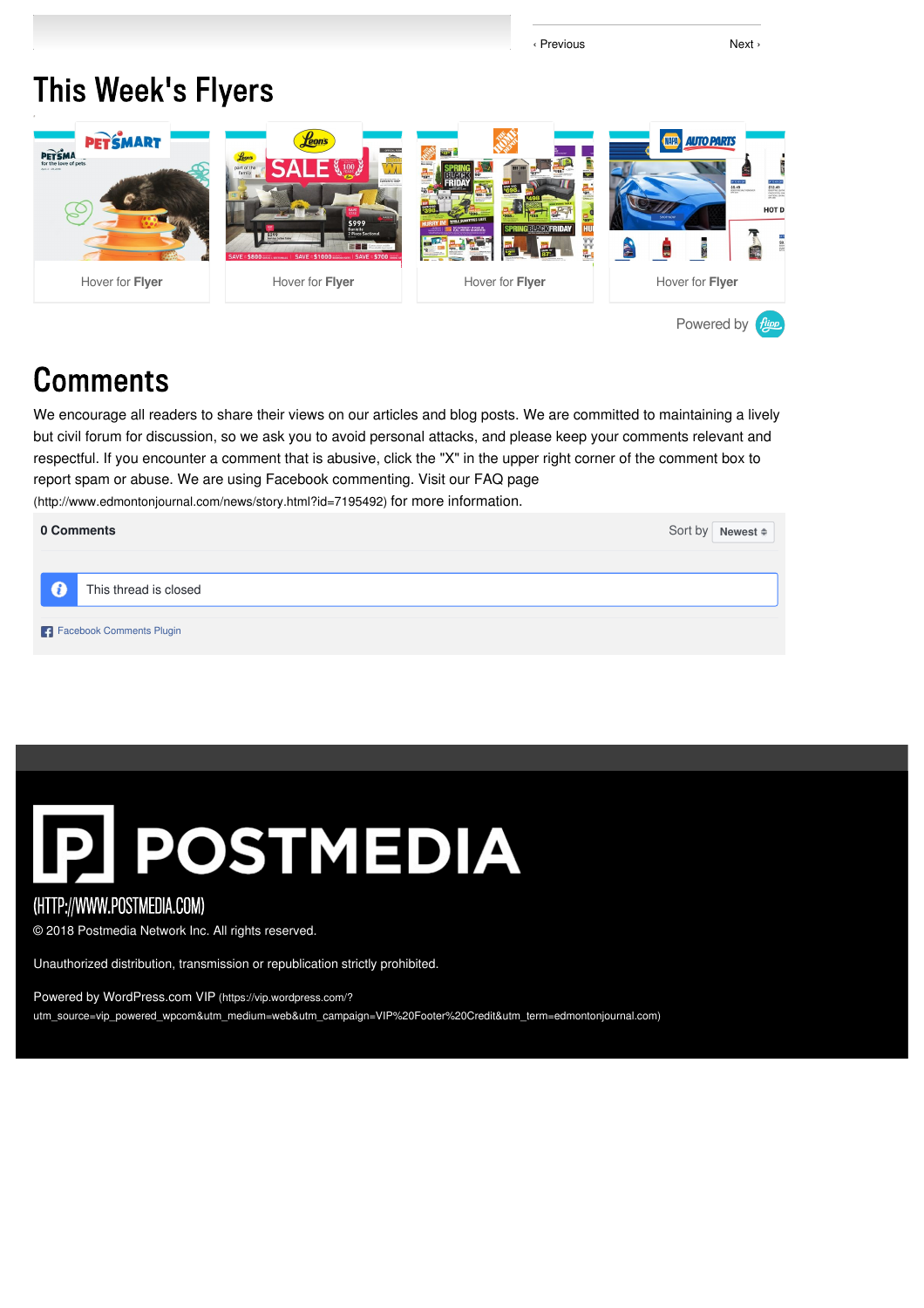‹ Previous Next ›

# This Week's Flyers

Hover for **Flyer**

Hover for **Flyer**

Hover for **Flyer**

Hover for **Flyer**

Powered by

# Comments

We encourage all readers to share their views on our articles and blog posts. We are committed to maintaining a lively but civil forum for discussion, so we ask you to avoid personal attacks, and please keep your comments relevant and respectful. If you encounter a comment that is abusive, click the "X" in the upper right corner of the comment box to report spam or abuse. We are using Facebook commenting. Visit our FAQ page (http://www.edmontonjournal.com/news/story.html?id=7195492) for more information.

**0 Comments** Sort by **Newest**

This thread is closed

Facebook Comments Plugin

POSTMEDIA

(HTTP://WWW.POSTMEDIA.COM)

© 2018 Postmedia Network Inc. All rights reserved.

Unauthorized distribution, transmission or republication strictly prohibited.

Powered by WordPress.com VIP (https://vip.wordpress.com/?utm_source=vip_powered_wpcom&utm_medium=web&utm_campaign=VIP%20Footer%20Credit&utm_term=edmontonjournal.com)